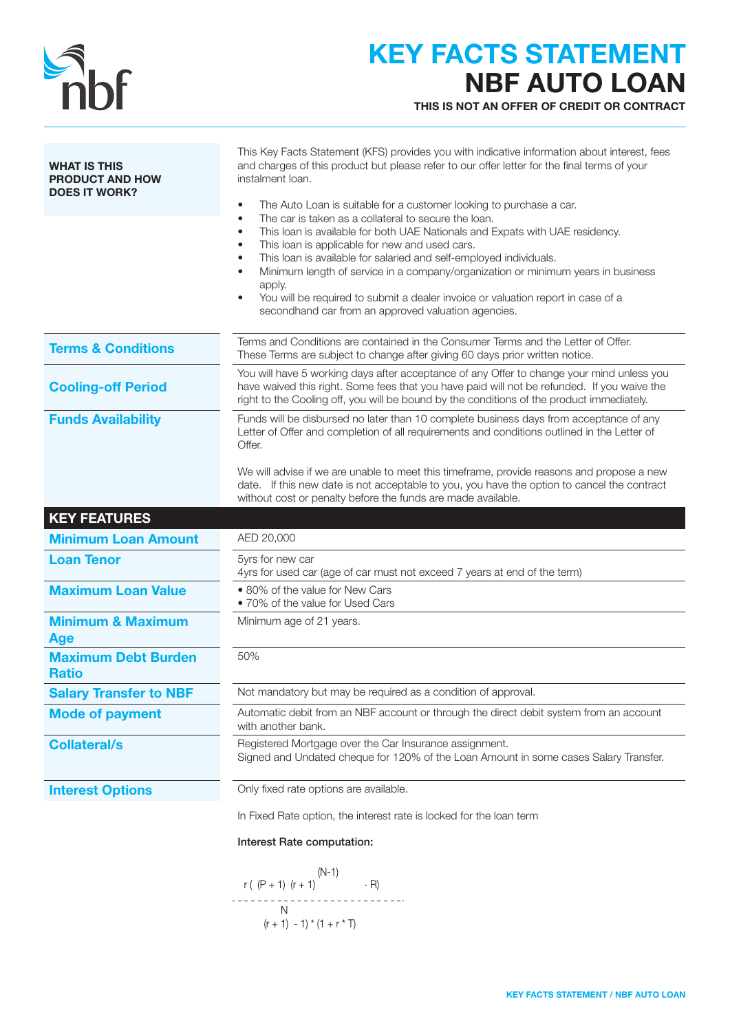# KEY FACTS STATEMENT
# NBF AUTO LOAN

**THIS IS NOT AN OFFER OF CREDIT OR CONTRACT**

| | |
|---|---|
| **WHAT IS THIS PRODUCT AND HOW DOES IT WORK?** | This Key Facts Statement (KFS) provides you with indicative information about interest, fees and charges of this product but please refer to our offer letter for the final terms of your instalment loan.<br><br>• The Auto Loan is suitable for a customer looking to purchase a car.<br>• The car is taken as a collateral to secure the loan.<br>• This loan is available for both UAE Nationals and Expats with UAE residency.<br>• This loan is applicable for new and used cars.<br>• This loan is available for salaried and self-employed individuals.<br>• Minimum length of service in a company/organization or minimum years in business apply.<br>• You will be required to submit a dealer invoice or valuation report in case of a secondhand car from an approved valuation agencies. |
| **Terms & Conditions** | Terms and Conditions are contained in the Consumer Terms and the Letter of Offer. These Terms are subject to change after giving 60 days prior written notice. |
| **Cooling-off Period** | You will have 5 working days after acceptance of any Offer to change your mind unless you have waived this right. Some fees that you have paid will not be refunded. If you waive the right to the Cooling off, you will be bound by the conditions of the product immediately. |
| **Funds Availability** | Funds will be disbursed no later than 10 complete business days from acceptance of any Letter of Offer and completion of all requirements and conditions outlined in the Letter of Offer.<br><br>We will advise if we are unable to meet this timeframe, provide reasons and propose a new date. If this new date is not acceptable to you, you have the option to cancel the contract without cost or penalty before the funds are made available. |

## KEY FEATURES

| | |
|---|---|
| **Minimum Loan Amount** | AED 20,000 |
| **Loan Tenor** | 5yrs for new car<br>4yrs for used car (age of car must not exceed 7 years at end of the term) |
| **Maximum Loan Value** | • 80% of the value for New Cars<br>• 70% of the value for Used Cars |
| **Minimum & Maximum Age** | Minimum age of 21 years. |
| **Maximum Debt Burden Ratio** | 50% |
| **Salary Transfer to NBF** | Not mandatory but may be required as a condition of approval. |
| **Mode of payment** | Automatic debit from an NBF account or through the direct debit system from an account with another bank. |
| **Collateral/s** | Registered Mortgage over the Car Insurance assignment.<br>Signed and Undated cheque for 120% of the Loan Amount in some cases Salary Transfer. |
| **Interest Options** | Only fixed rate options are available. |

In Fixed Rate option, the interest rate is locked for the loan term

**Interest Rate computation:**

$$\frac{r\,(\,(P+1)\,(r+1)^{(N-1)} - R)}{((r+1)^{N} - 1) * (1 + r * T)}$$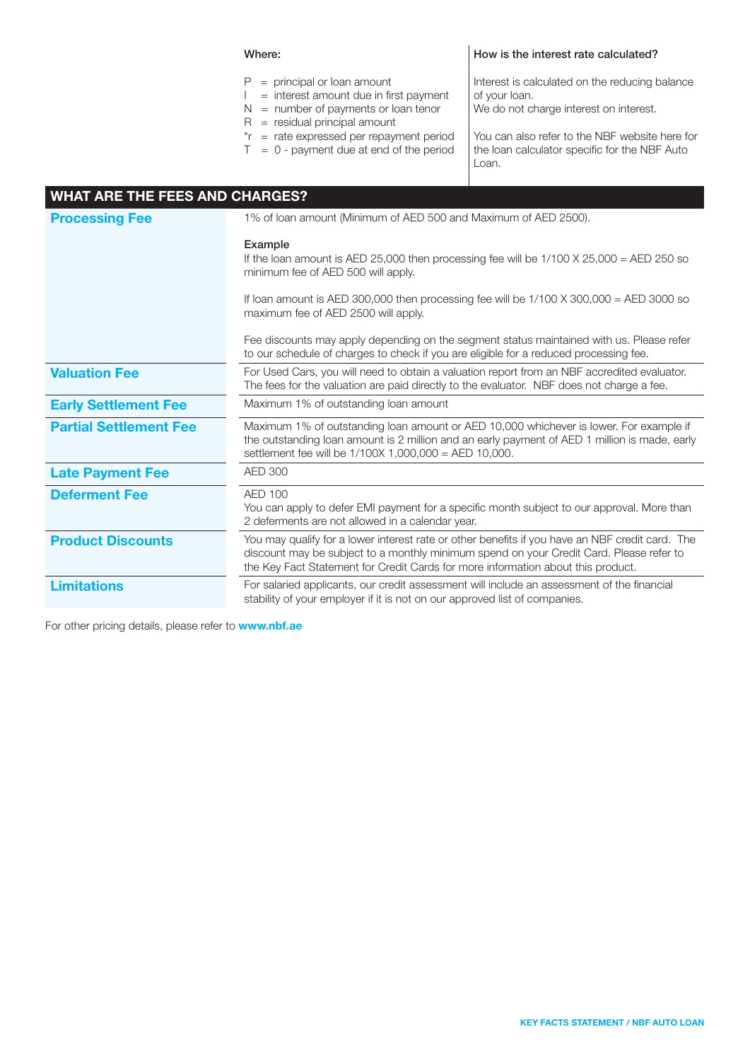Where:

P = principal or loan amount
I = interest amount due in first payment
N = number of payments or loan tenor
R = residual principal amount
*r = rate expressed per repayment period
T = 0 - payment due at end of the period

**How is the interest rate calculated?**

Interest is calculated on the reducing balance of your loan.
We do not charge interest on interest.

You can also refer to the NBF website here for the loan calculator specific for the NBF Auto Loan.

## WHAT ARE THE FEES AND CHARGES?

| | |
|---|---|
| **Processing Fee** | 1% of loan amount (Minimum of AED 500 and Maximum of AED 2500).<br><br>**Example**<br>If the loan amount is AED 25,000 then processing fee will be 1/100 X 25,000 = AED 250 so minimum fee of AED 500 will apply.<br><br>If loan amount is AED 300,000 then processing fee will be 1/100 X 300,000 = AED 3000 so maximum fee of AED 2500 will apply.<br><br>Fee discounts may apply depending on the segment status maintained with us. Please refer to our schedule of charges to check if you are eligible for a reduced processing fee. |
| **Valuation Fee** | For Used Cars, you will need to obtain a valuation report from an NBF accredited evaluator. The fees for the valuation are paid directly to the evaluator. NBF does not charge a fee. |
| **Early Settlement Fee** | Maximum 1% of outstanding loan amount |
| **Partial Settlement Fee** | Maximum 1% of outstanding loan amount or AED 10,000 whichever is lower. For example if the outstanding loan amount is 2 million and an early payment of AED 1 million is made, early settlement fee will be 1/100X 1,000,000 = AED 10,000. |
| **Late Payment Fee** | AED 300 |
| **Deferment Fee** | AED 100<br>You can apply to defer EMI payment for a specific month subject to our approval. More than 2 deferments are not allowed in a calendar year. |
| **Product Discounts** | You may qualify for a lower interest rate or other benefits if you have an NBF credit card. The discount may be subject to a monthly minimum spend on your Credit Card. Please refer to the Key Fact Statement for Credit Cards for more information about this product. |
| **Limitations** | For salaried applicants, our credit assessment will include an assessment of the financial stability of your employer if it is not on our approved list of companies. |

For other pricing details, please refer to **www.nbf.ae**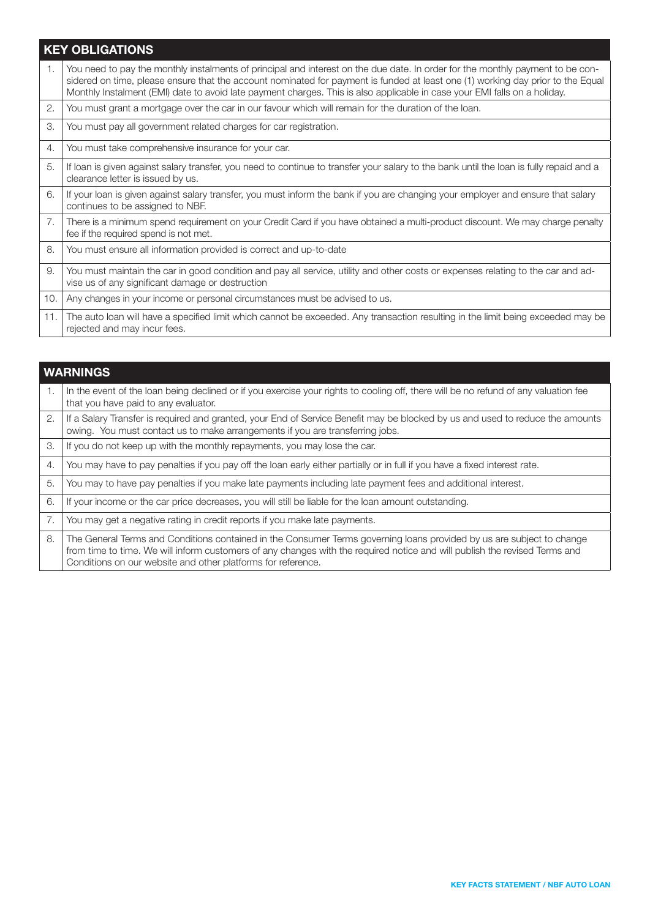| KEY OBLIGATIONS | |
|---|---|
| 1. | You need to pay the monthly instalments of principal and interest on the due date. In order for the monthly payment to be considered on time, please ensure that the account nominated for payment is funded at least one (1) working day prior to the Equal Monthly Instalment (EMI) date to avoid late payment charges. This is also applicable in case your EMI falls on a holiday. |
| 2. | You must grant a mortgage over the car in our favour which will remain for the duration of the loan. |
| 3. | You must pay all government related charges for car registration. |
| 4. | You must take comprehensive insurance for your car. |
| 5. | If loan is given against salary transfer, you need to continue to transfer your salary to the bank until the loan is fully repaid and a clearance letter is issued by us. |
| 6. | If your loan is given against salary transfer, you must inform the bank if you are changing your employer and ensure that salary continues to be assigned to NBF. |
| 7. | There is a minimum spend requirement on your Credit Card if you have obtained a multi-product discount. We may charge penalty fee if the required spend is not met. |
| 8. | You must ensure all information provided is correct and up-to-date |
| 9. | You must maintain the car in good condition and pay all service, utility and other costs or expenses relating to the car and advise us of any significant damage or destruction |
| 10. | Any changes in your income or personal circumstances must be advised to us. |
| 11. | The auto loan will have a specified limit which cannot be exceeded. Any transaction resulting in the limit being exceeded may be rejected and may incur fees. |

| WARNINGS | |
|---|---|
| 1. | In the event of the loan being declined or if you exercise your rights to cooling off, there will be no refund of any valuation fee that you have paid to any evaluator. |
| 2. | If a Salary Transfer is required and granted, your End of Service Benefit may be blocked by us and used to reduce the amounts owing. You must contact us to make arrangements if you are transferring jobs. |
| 3. | If you do not keep up with the monthly repayments, you may lose the car. |
| 4. | You may have to pay penalties if you pay off the loan early either partially or in full if you have a fixed interest rate. |
| 5. | You may to have pay penalties if you make late payments including late payment fees and additional interest. |
| 6. | If your income or the car price decreases, you will still be liable for the loan amount outstanding. |
| 7. | You may get a negative rating in credit reports if you make late payments. |
| 8. | The General Terms and Conditions contained in the Consumer Terms governing loans provided by us are subject to change from time to time. We will inform customers of any changes with the required notice and will publish the revised Terms and Conditions on our website and other platforms for reference. |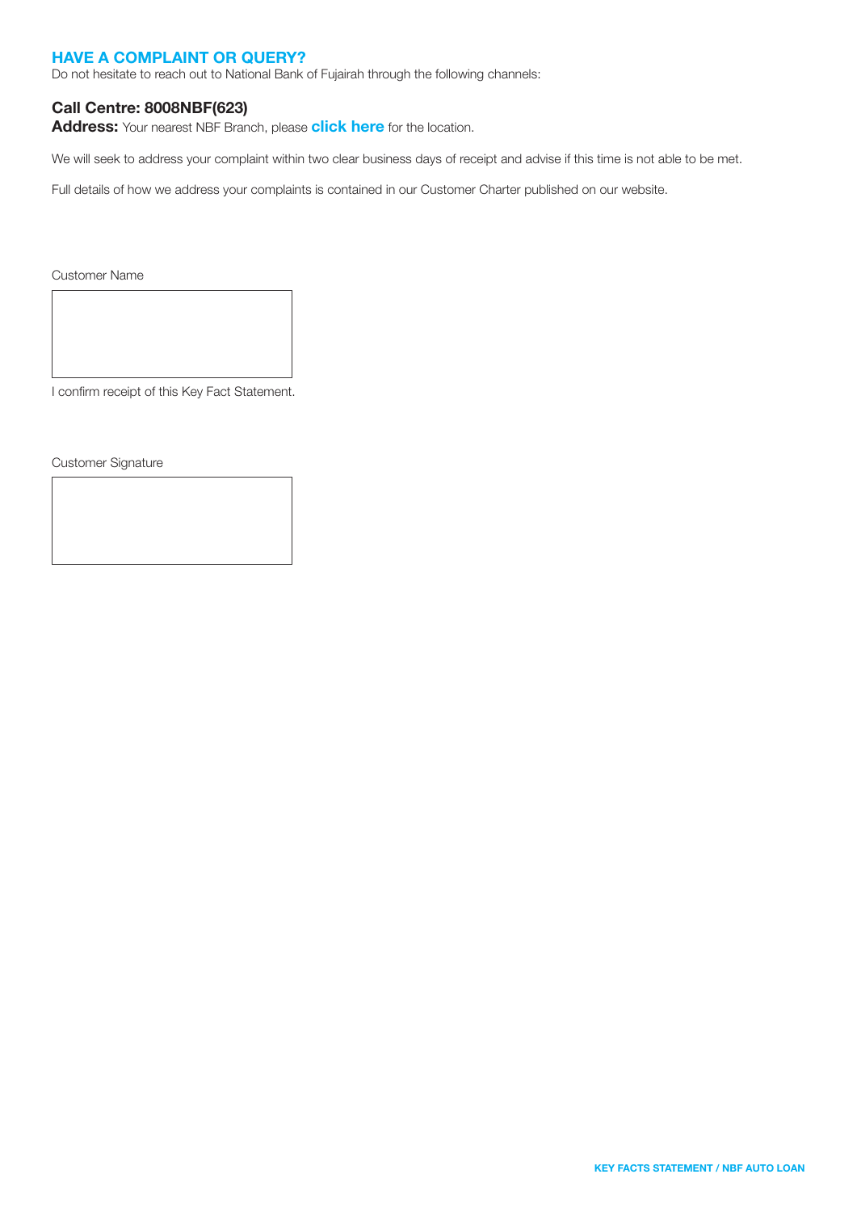## HAVE A COMPLAINT OR QUERY?

Do not hesitate to reach out to National Bank of Fujairah through the following channels:

**Call Centre: 8008NBF(623)**

**Address:** Your nearest NBF Branch, please **click here** for the location.

We will seek to address your complaint within two clear business days of receipt and advise if this time is not able to be met.

Full details of how we address your complaints is contained in our Customer Charter published on our website.

Customer Name

I confirm receipt of this Key Fact Statement.

Customer Signature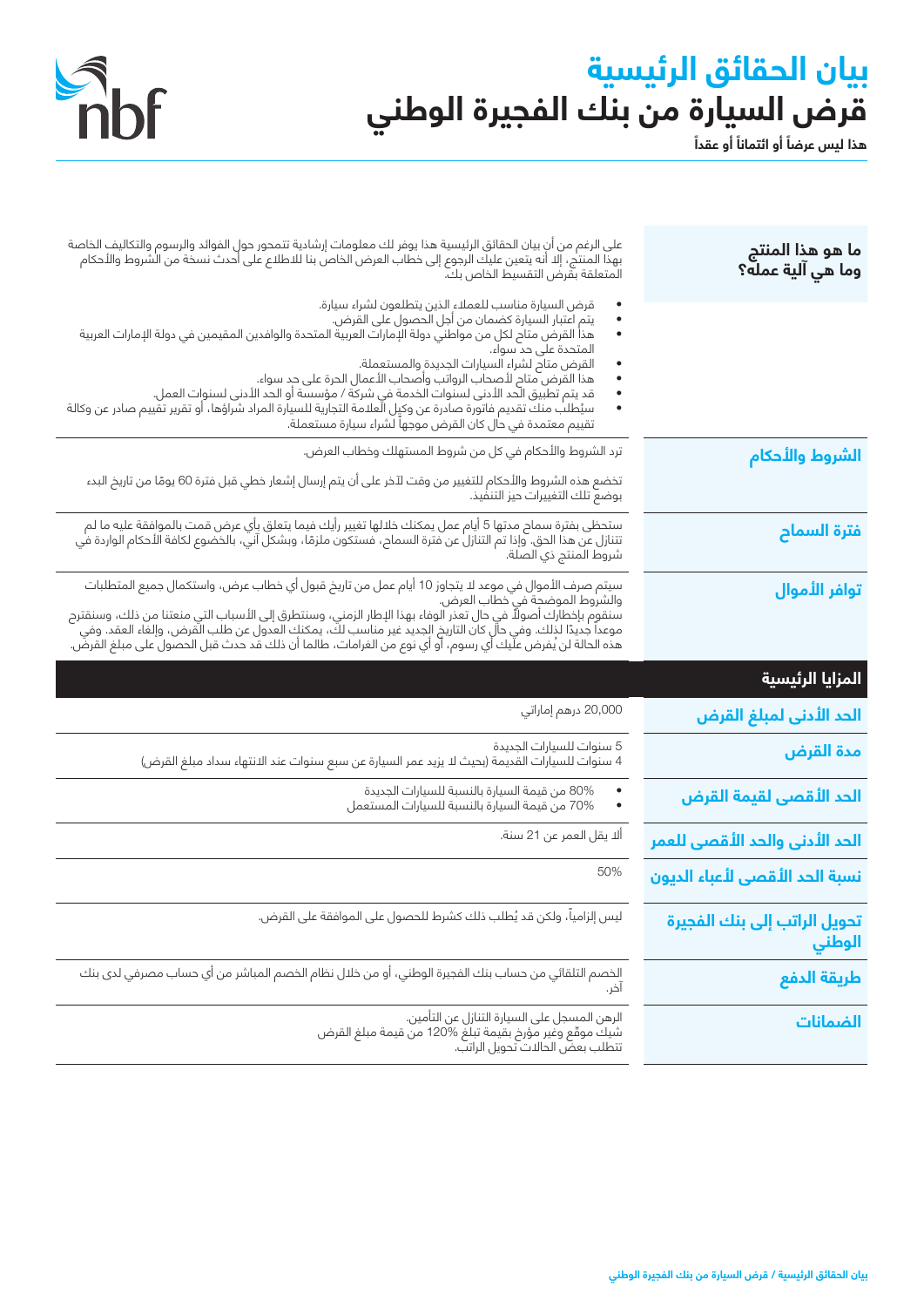# بيان الحقائق الرئيسية

# قرض السيارة من بنك الفجيرة الوطني

**هذا ليس عرضاً أو ائتماناً أو عقداً**

### ما هو هذا المنتج وما هي آلية عمله؟

على الرغم من أن بيان الحقائق الرئيسية هذا يوفر لك معلومات إرشادية تتمحور حول الفوائد والرسوم والتكاليف الخاصة بهذا المنتج، إلا أنه يتعين عليك الرجوع إلى خطاب العرض الخاص بنا للاطلاع على أحدث نسخة من الشروط والأحكام المتعلقة بقرض التقسيط الخاص بك.

- قرض السيارة مناسب للعملاء الذين يتطلعون لشراء سيارة.
- يتم اعتبار السيارة كضمان من أجل الحصول على القرض.
- هذا القرض متاح لكل من مواطني دولة الإمارات العربية المتحدة والوافدين المقيمين في دولة الإمارات العربية المتحدة على حد سواء.
- القرض متاح لشراء السيارات الجديدة والمستعملة.
- هذا القرض متاح لأصحاب الرواتب وأصحاب الأعمال الحرة على حد سواء.
- قد يتم تطبيق الحد الأدنى لسنوات الخدمة في شركة / مؤسسة أو الحد الأدنى لسنوات العمل.
- سيُطلب منك تقديم فاتورة صادرة عن وكيل العلامة التجارية للسيارة المراد شراؤها، أو تقرير تقييم صادر عن وكالة تقييم معتمدة في حال كان القرض موجهاً لشراء سيارة مستعملة.

### الشروط والأحكام

ترد الشروط والأحكام في كل من شروط المستهلك وخطاب العرض.

تخضع هذه الشروط والأحكام للتغيير من وقت لآخر على أن يتم إرسال إشعار خطي قبل فترة 60 يومًا من تاريخ البدء بوضع تلك التغييرات حيز التنفيذ.

### فترة السماح

ستحظى بفترة سماح مدتها 5 أيام عمل يمكنك خلالها تغيير رأيك فيما يتعلق بأي عرض قمت بالموافقة عليه ما لم تتنازل عن هذا الحق. وإذا تم التنازل عن فترة السماح، فستكون ملزمًا، وبشكل آني، بالخضوع لكافة الأحكام الواردة في شروط المنتج ذي الصلة.

### توافر الأموال

سيتم صرف الأموال في موعد لا يتجاوز 10 أيام عمل من تاريخ قبول أي خطاب عرض، واستكمال جميع المتطلبات والشروط الموضحة في خطاب العرض.
سنقوم بإخطارك أصولاً في حال تعذر الوفاء بهذا الإطار الزمني، وسنتطرق إلى الأسباب التي منعتنا من ذلك، وسنقترح موعداً جديدًا لذلك. وفي حال كان التاريخ الجديد غير مناسب لك، يمكنك العدول عن طلب القرض، وإلغاء العقد. وفي هذه الحالة لن يُفرض عليك أي رسوم، أو أي نوع من الغرامات، طالما أن ذلك قد حدث قبل الحصول على مبلغ القرض.

## المزايا الرئيسية

| | |
|---|---|
| **الحد الأدنى لمبلغ القرض** | 20,000 درهم إماراتي |
| **مدة القرض** | 5 سنوات للسيارات الجديدة<br>4 سنوات للسيارات القديمة (بحيث لا يزيد عمر السيارة عن سبع سنوات عند الانتهاء سداد مبلغ القرض) |
| **الحد الأقصى لقيمة القرض** | • 80% من قيمة السيارة بالنسبة للسيارات الجديدة<br>• 70% من قيمة السيارة بالنسبة للسيارات المستعمل |
| **الحد الأدنى والحد الأقصى للعمر** | ألا يقل العمر عن 21 سنة. |
| **نسبة الحد الأقصى لأعباء الديون** | 50% |
| **تحويل الراتب إلى بنك الفجيرة الوطني** | ليس إلزامياً، ولكن قد يُطلب ذلك كشرط للحصول على الموافقة على القرض. |
| **طريقة الدفع** | الخصم التلقائي من حساب بنك الفجيرة الوطني، أو من خلال نظام الخصم المباشر من أي حساب مصرفي لدى بنك آخر. |
| **الضمانات** | الرهن المسجل على السيارة التنازل عن التأمين.<br>شيك موقّع وغير مؤرخ بقيمة تبلغ 120% من قيمة مبلغ القرض<br>تتطلب بعض الحالات تحويل الراتب. |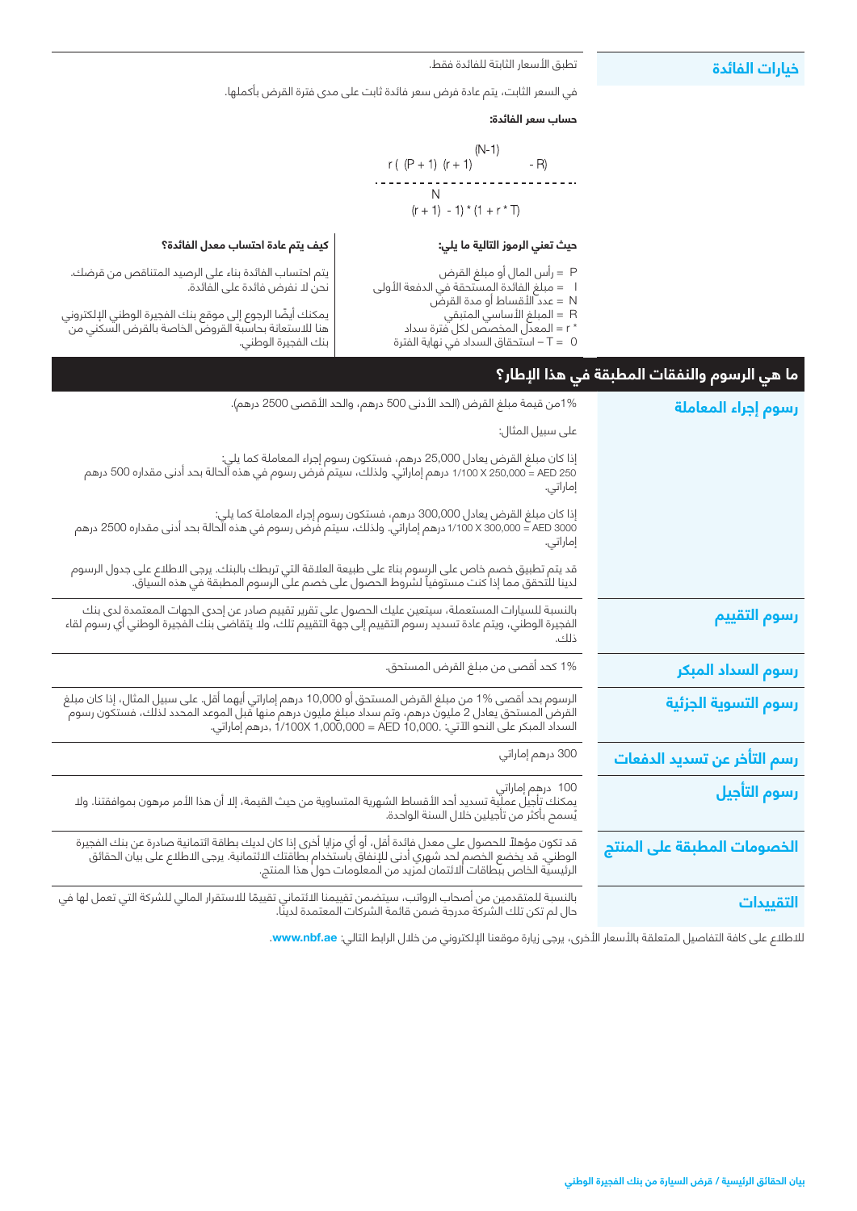## خيارات الفائدة

تطبق الأسعار الثابتة للفائدة فقط.

في السعر الثابت، يتم عادة فرض سعر فائدة ثابت على مدى فترة القرض بأكملها.

**حساب سعر الفائدة:**

$$\frac{r\left((P+1)(r+1)^{(N-1)} - R\right)}{\left((r+1)^{N} - 1\right) * (1 + r * T)}$$

**حيث تعني الرموز التالية ما يلي:**

P = رأس المال أو مبلغ القرض
I = مبلغ الفائدة المستحقة في الدفعة الأولى
N = عدد الأقساط أو مدة القرض
R = المبلغ الأساسي المتبقي
r = المعدل المخصص لكل فترة سداد *
T = 0 – استحقاق السداد في نهاية الفترة

**كيف يتم عادة احتساب معدل الفائدة؟**

يتم احتساب الفائدة بناء على الرصيد المتناقص من قرضك. نحن لا نفرض فائدة على الفائدة.

يمكنك أيضًا الرجوع إلى موقع بنك الفجيرة الوطني الإلكتروني هنا للاستعانة بحاسبة القروض الخاصة بالقرض السكني من بنك الفجيرة الوطني.

## ما هي الرسوم والنفقات المطبقة في هذا الإطار؟

| | |
|---|---|
| **رسوم إجراء المعاملة** | 1%من قيمة مبلغ القرض (الحد الأدنى 500 درهم، والحد الأقصى 2500 درهم).<br><br>على سبيل المثال:<br><br>إذا كان مبلغ القرض يعادل 25,000 درهم، فستكون رسوم إجراء المعاملة كما يلي:<br>AED 250 = 1/100 X 250,000 درهم إماراتي. ولذلك، سيتم فرض رسوم في هذه الحالة بحد أدنى مقداره 500 درهم إماراتي.<br><br>إذا كان مبلغ القرض يعادل 300,000 درهم، فستكون رسوم إجراء المعاملة كما يلي:<br>AED 3000 = 1/100 X 300,000 درهم إماراتي. ولذلك، سيتم فرض رسوم في هذه الحالة بحد أدنى مقداره 2500 درهم إماراتي.<br><br>قد يتم تطبيق خصم خاص على الرسوم بناءً على طبيعة العلاقة التي تربطك بالبنك. يرجى الاطلاع على جدول الرسوم لدينا للتحقق مما إذا كنت مستوفياً لشروط الحصول على خصم على الرسوم المطبقة في هذه السياق. |
| **رسوم التقييم** | بالنسبة للسيارات المستعملة، سيتعين عليك الحصول على تقرير تقييم صادر عن إحدى الجهات المعتمدة لدى بنك الفجيرة الوطني، ويتم عادة تسديد رسوم التقييم إلى جهة التقييم تلك، ولا يتقاضى بنك الفجيرة الوطني أي رسوم لقاء ذلك. |
| **رسوم السداد المبكر** | 1% كحد أقصى من مبلغ القرض المستحق. |
| **رسوم التسوية الجزئية** | الرسوم بحد أقصى 1% من مبلغ القرض المستحق أو 10,000 درهم إماراتي أيهما أقل. على سبيل المثال، إذا كان مبلغ القرض المستحق يعادل 2 مليون درهم، وتم سداد مبلغ مليون درهم منها قبل الموعد المحدد لذلك، فستكون رسوم السداد المبكر على النحو الآتي: .AED 10,000 = 1/100X 1,000,000 ,درهم إماراتي. |
| **رسم التأخر عن تسديد الدفعات** | 300 درهم إماراتي |
| **رسوم التأجيل** | 100 درهم إماراتي<br>يمكنك تأجيل عملية تسديد أحد الأقساط الشهرية المتساوية من حيث القيمة، إلا أن هذا الأمر مرهون بموافقتنا. ولا يُسمح بأكثر من تأجيلين خلال السنة الواحدة. |
| **الخصومات المطبقة على المنتج** | قد تكون مؤهلاً للحصول على معدل فائدة أقل، أو أي مزايا أخرى إذا كان لديك بطاقة ائتمانية صادرة عن بنك الفجيرة الوطني. قد يخضع الخصم لحد شهري أدنى للإنفاق باستخدام بطاقتك الائتمانية. يرجى الاطلاع على بيان الحقائق الرئيسية الخاص ببطاقات الائتمان لمزيد من المعلومات حول هذا المنتج. |
| **التقييدات** | بالنسبة للمتقدمين من أصحاب الرواتب، سيتضمن تقييمنا الائتماني تقييمًا للاستقرار المالي للشركة التي تعمل لها في حال لم تكن تلك الشركة مدرجة ضمن قائمة الشركات المعتمدة لدينا. |

للاطلاع على كافة التفاصيل المتعلقة بالأسعار الأخرى، يرجى زيارة موقعنا الإلكتروني من خلال الرابط التالي: **www.nbf.ae**.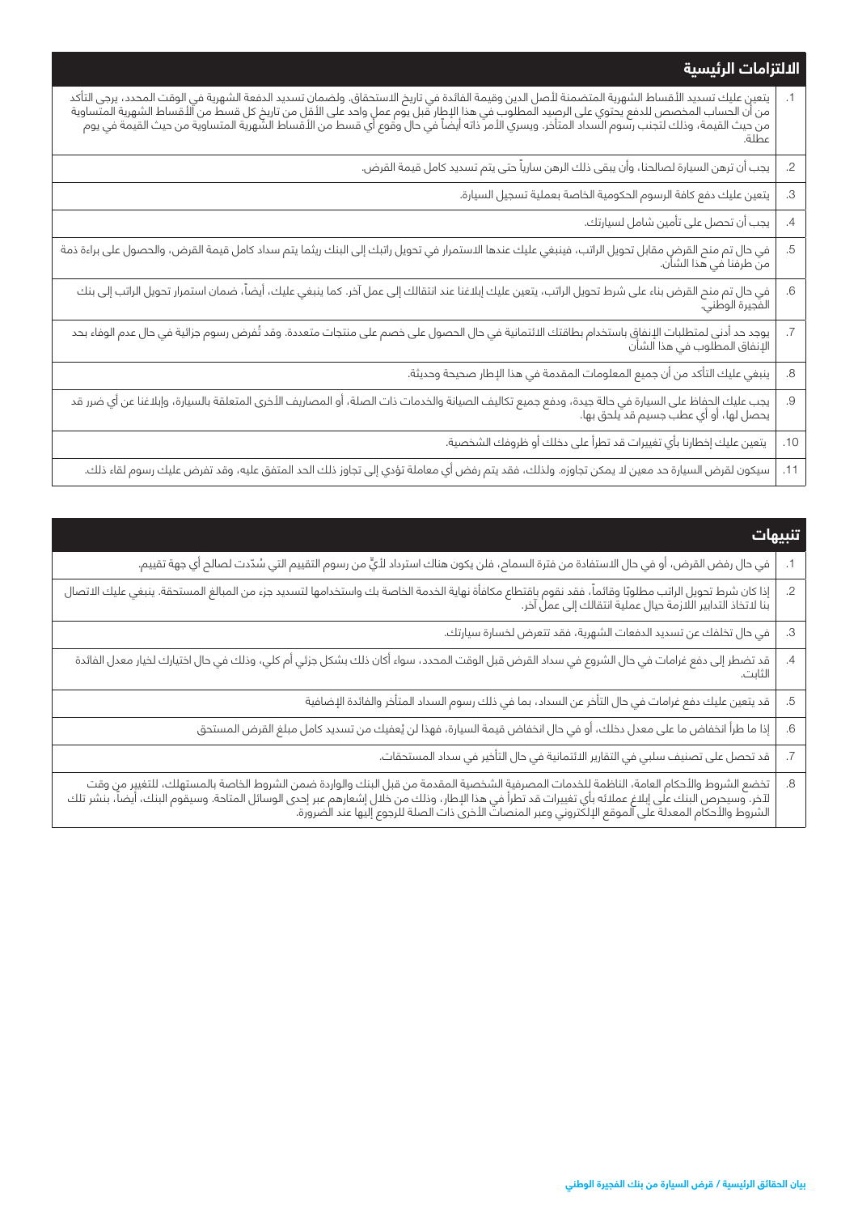## الالتزامات الرئيسية

| | |
|---|---|
| .1 | يتعين عليك تسديد الأقساط الشهرية المتضمنة لأصل الدين وقيمة الفائدة في تاريخ الاستحقاق. ولضمان تسديد الدفعة الشهرية في الوقت المحدد، يرجى التأكد من أن الحساب المخصص للدفع يحتوي على الرصيد المطلوب في هذا الإطار قبل يوم عمل واحد على الأقل من تاريخ كل قسط من الأقساط الشهرية المتساوية من حيث القيمة، وذلك لتجنب رسوم السداد المتأخر. ويسري الأمر ذاته أيضاً في حال وقوع أي قسط من الأقساط الشهرية المتساوية من حيث القيمة في يوم عطلة. |
| .2 | يجب أن ترهن السيارة لصالحنا، وأن يبقى ذلك الرهن سارياً حتى يتم تسديد كامل قيمة القرض. |
| .3 | يتعين عليك دفع كافة الرسوم الحكومية الخاصة بعملية تسجيل السيارة. |
| .4 | يجب أن تحصل على تأمين شامل لسيارتك. |
| .5 | في حال تم منح القرض مقابل تحويل الراتب، فينبغي عليك عندها الاستمرار في تحويل راتبك إلى البنك ريثما يتم سداد كامل قيمة القرض، والحصول على براءة ذمة من طرفنا في هذا الشأن. |
| .6 | في حال تم منح القرض بناء على شرط تحويل الراتب، يتعين عليك إبلاغنا عند انتقالك إلى عمل آخر. كما ينبغي عليك، أيضاً، ضمان استمرار تحويل الراتب إلى بنك الفجيرة الوطني. |
| .7 | يوجد حد أدنى لمتطلبات الإنفاق باستخدام بطاقتك الائتمانية في حال الحصول على خصم على منتجات متعددة. وقد تُفرض رسوم جزائية في حال عدم الوفاء بحد الإنفاق المطلوب في هذا الشأن. |
| .8 | ينبغي عليك التأكد من أن جميع المعلومات المقدمة في هذا الإطار صحيحة وحديثة. |
| .9 | يجب عليك الحفاظ على السيارة في حالة جيدة، ودفع جميع تكاليف الصيانة والخدمات ذات الصلة، أو المصاريف الأخرى المتعلقة بالسيارة، وإبلاغنا عن أي ضرر قد يحصل لها، أو أي عطب جسيم قد يلحق بها. |
| .10 | يتعين عليك إخطارنا بأي تغييرات قد تطرأ على دخلك أو ظروفك الشخصية. |
| .11 | سيكون لقرض السيارة حد معين لا يمكن تجاوزه. ولذلك، فقد يتم رفض أي معاملة تؤدي إلى تجاوز ذلك الحد المتفق عليه، وقد تفرض عليك رسوم لقاء ذلك. |

## تنبيهات

| | |
|---|---|
| .1 | في حال رفض القرض، أو في حال الاستفادة من فترة السماح، فلن يكون هناك استرداد لأيٍّ من رسوم التقييم التي سُدّدت لصالح أي جهة تقييم. |
| .2 | إذا كان شرط تحويل الراتب مطلوبًا وقائماً، فقد نقوم باقتطاع مكافأة نهاية الخدمة الخاصة بك واستخدامها لتسديد جزء من المبالغ المستحقة. ينبغي عليك الاتصال بنا لاتخاذ التدابير اللازمة حيال عملية انتقالك إلى عمل آخر. |
| .3 | في حال تخلفك عن تسديد الدفعات الشهرية، فقد تتعرض لخسارة سيارتك. |
| .4 | قد تضطر إلى دفع غرامات في حال الشروع في سداد القرض قبل الوقت المحدد، سواء أكان ذلك بشكل جزئي أم كلي، وذلك في حال اختيارك لخيار معدل الفائدة الثابت. |
| .5 | قد يتعين عليك دفع غرامات في حال التأخر عن السداد، بما في ذلك رسوم السداد المتأخر والفائدة الإضافية |
| .6 | إذا ما طرأ انخفاض ما على معدل دخلك، أو في حال انخفاض قيمة السيارة، فهذا لن يُعفيك من تسديد كامل مبلغ القرض المستحق |
| .7 | قد تحصل على تصنيف سلبي في التقارير الائتمانية في حال التأخير في سداد المستحقات. |
| .8 | تخضع الشروط والأحكام العامة، الناظمة للخدمات المصرفية الشخصية المقدمة من قبل البنك والواردة ضمن الشروط الخاصة بالمستهلك، للتغيير من وقت لآخر. وسيحرص البنك على إبلاغ عملائه بأي تغييرات قد تطرأ في هذا الإطار، وذلك من خلال إشعارهم عبر إحدى الوسائل المتاحة. وسيقوم البنك، أيضاً، بنشر تلك الشروط والأحكام المعدلة على الموقع الإلكتروني وعبر المنصات الأخرى ذات الصلة للرجوع إليها عند الضرورة. |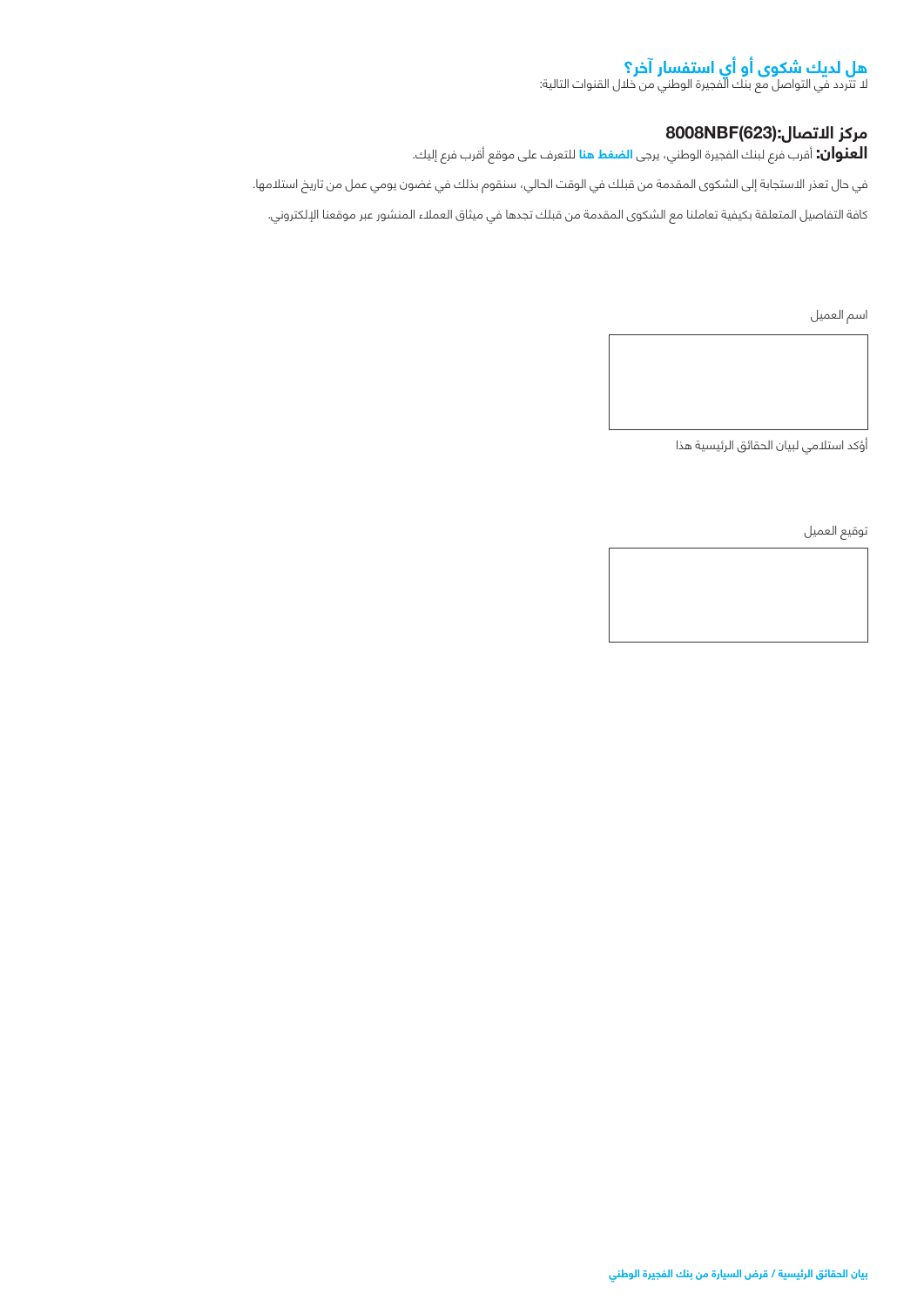## هل لديك شكوى أو أي استفسار آخر؟

لا تتردد في التواصل مع بنك الفجيرة الوطني من خلال القنوات التالية:

### مركز الاتصال:(623)8008NBF

**العنوان:** أقرب فرع لبنك الفجيرة الوطني، يرجى **الضغط هنا** للتعرف على موقع أقرب فرع إليك.

في حال تعذر الاستجابة إلى الشكوى المقدمة من قبلك في الوقت الحالي، سنقوم بذلك في غضون يومي عمل من تاريخ استلامها.

كافة التفاصيل المتعلقة بكيفية تعاملنا مع الشكوى المقدمة من قبلك تجدها في ميثاق العملاء المنشور عبر موقعنا الإلكتروني.

اسم العميل

أؤكد استلامي لبيان الحقائق الرئيسية هذا

توقيع العميل